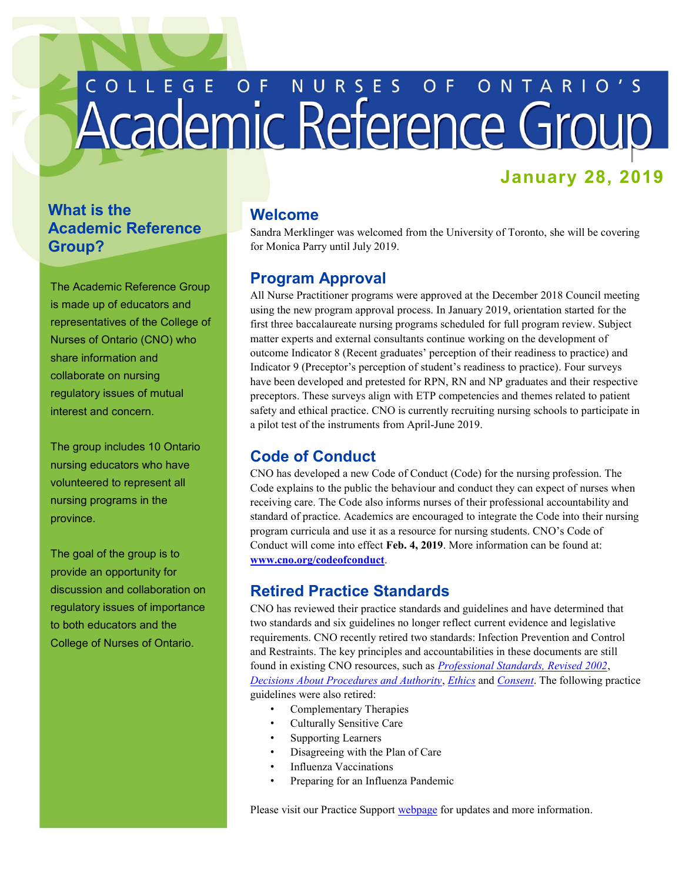# College of Nurses of Ontario's Academic Reference Group

**January 28, 2019**

## What is the Academic Reference Group?

The Academic Reference Group is made up of educators and representatives of the College of Nurses of Ontario (CNO) who share information and collaborate on nursing regulatory issues of mutual interest and concern.

The group includes 10 Ontario nursing educators who have volunteered to represent all nursing programs in the province.

The goal of the group is to provide an opportunity for discussion and collaboration on regulatory issues of importance to both educators and the College of Nurses of Ontario.

## Welcome

Sandra Merklinger was welcomed from the University of Toronto, she will be covering for Monica Parry until July 2019.

## Program Approval

All Nurse Practitioner programs were approved at the December 2018 Council meeting using the new program approval process. In January 2019, orientation started for the first three baccalaureate nursing programs scheduled for full program review. Subject matter experts and external consultants continue working on the development of outcome Indicator 8 (Recent graduates' perception of their readiness to practice) and Indicator 9 (Preceptor's perception of student's readiness to practice). Four surveys have been developed and pretested for RPN, RN and NP graduates and their respective preceptors. These surveys align with ETP competencies and themes related to patient safety and ethical practice. CNO is currently recruiting nursing schools to participate in a pilot test of the instruments from April-June 2019.

## Code of Conduct

CNO has developed a new Code of Conduct (Code) for the nursing profession. The Code explains to the public the behaviour and conduct they can expect of nurses when receiving care. The Code also informs nurses of their professional accountability and standard of practice. Academics are encouraged to integrate the Code into their nursing program curricula and use it as a resource for nursing students. CNO's Code of Conduct will come into effect **Feb. 4, 2019**. More information can be found at: **www.cno.org/codeofconduct**.

## Retired Practice Standards

CNO has reviewed their practice standards and guidelines and have determined that two standards and six guidelines no longer reflect current evidence and legislative requirements. CNO recently retired two standards: Infection Prevention and Control and Restraints. The key principles and accountabilities in these documents are still found in existing CNO resources, such as *Professional Standards, Revised 2002*, *Decisions About Procedures and Authority*, *Ethics* and *Consent*. The following practice guidelines were also retired:

- Complementary Therapies
- Culturally Sensitive Care
- Supporting Learners
- Disagreeing with the Plan of Care
- Influenza Vaccinations
- Preparing for an Influenza Pandemic

Please visit our Practice Support webpage for updates and more information.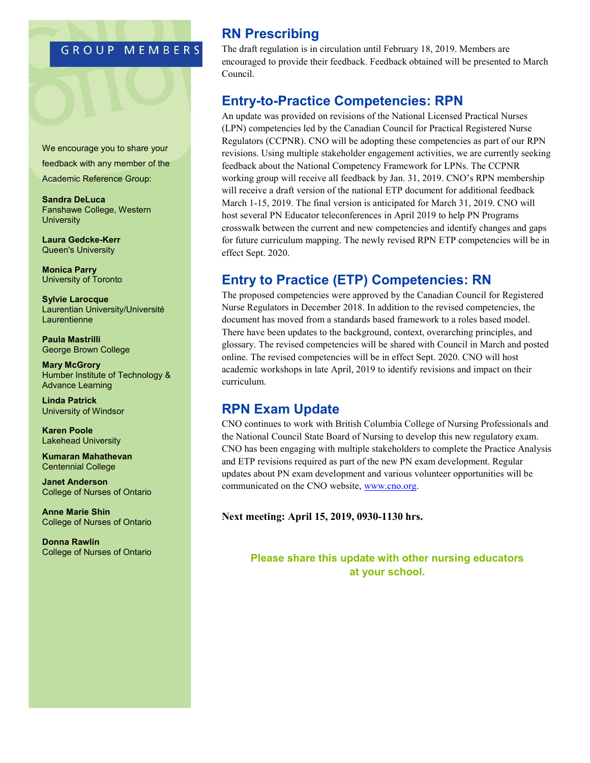## GROUP MEMBERS

We encourage you to share your feedback with any member of the Academic Reference Group:

**Sandra DeLuca**
Fanshawe College, Western University

**Laura Gedcke-Kerr**
Queen's University

**Monica Parry**
University of Toronto

**Sylvie Larocque**
Laurentian University/Université Laurentienne

**Paula Mastrilli**
George Brown College

**Mary McGrory**
Humber Institute of Technology & Advance Learning

**Linda Patrick**
University of Windsor

**Karen Poole**
Lakehead University

**Kumaran Mahathevan**
Centennial College

**Janet Anderson**
College of Nurses of Ontario

**Anne Marie Shin**
College of Nurses of Ontario

**Donna Rawlin**
College of Nurses of Ontario

## RN Prescribing

The draft regulation is in circulation until February 18, 2019. Members are encouraged to provide their feedback. Feedback obtained will be presented to March Council.

## Entry-to-Practice Competencies: RPN

An update was provided on revisions of the National Licensed Practical Nurses (LPN) competencies led by the Canadian Council for Practical Registered Nurse Regulators (CCPNR). CNO will be adopting these competencies as part of our RPN revisions. Using multiple stakeholder engagement activities, we are currently seeking feedback about the National Competency Framework for LPNs. The CCPNR working group will receive all feedback by Jan. 31, 2019. CNO's RPN membership will receive a draft version of the national ETP document for additional feedback March 1-15, 2019. The final version is anticipated for March 31, 2019. CNO will host several PN Educator teleconferences in April 2019 to help PN Programs crosswalk between the current and new competencies and identify changes and gaps for future curriculum mapping. The newly revised RPN ETP competencies will be in effect Sept. 2020.

## Entry to Practice (ETP) Competencies: RN

The proposed competencies were approved by the Canadian Council for Registered Nurse Regulators in December 2018. In addition to the revised competencies, the document has moved from a standards based framework to a roles based model. There have been updates to the background, context, overarching principles, and glossary. The revised competencies will be shared with Council in March and posted online. The revised competencies will be in effect Sept. 2020. CNO will host academic workshops in late April, 2019 to identify revisions and impact on their curriculum.

## RPN Exam Update

CNO continues to work with British Columbia College of Nursing Professionals and the National Council State Board of Nursing to develop this new regulatory exam. CNO has been engaging with multiple stakeholders to complete the Practice Analysis and ETP revisions required as part of the new PN exam development. Regular updates about PN exam development and various volunteer opportunities will be communicated on the CNO website, www.cno.org.

**Next meeting: April 15, 2019, 0930-1130 hrs.**

**Please share this update with other nursing educators at your school.**